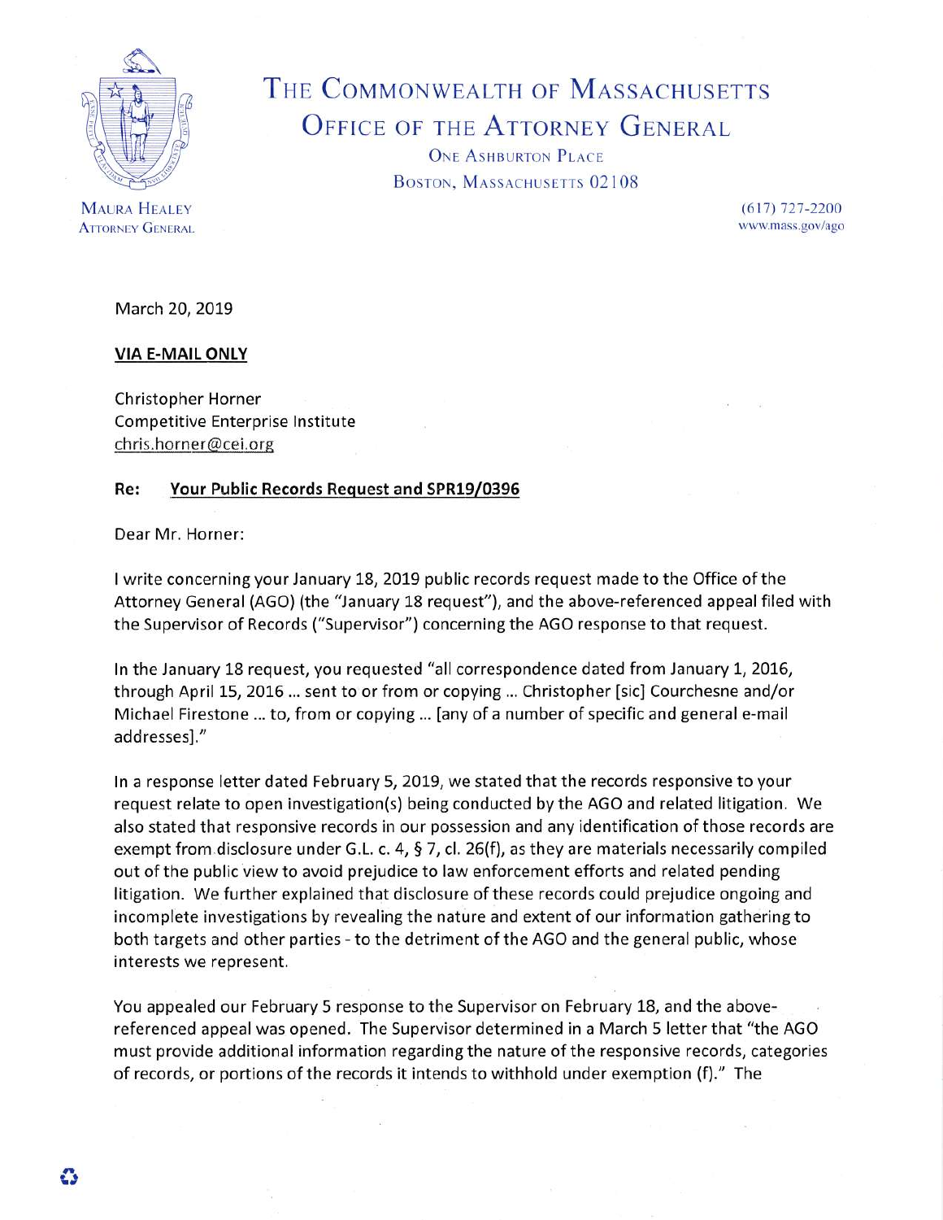# The Commonwealth of Massachusetts
## Office of the Attorney General

One Ashburton Place
Boston, Massachusetts 02108

Maura Healey
Attorney General

(617) 727-2200
www.mass.gov/ago

March 20, 2019

**VIA E-MAIL ONLY**

Christopher Horner
Competitive Enterprise Institute
chris.horner@cei.org

**Re: Your Public Records Request and SPR19/0396**

Dear Mr. Horner:

I write concerning your January 18, 2019 public records request made to the Office of the Attorney General (AGO) (the "January 18 request"), and the above-referenced appeal filed with the Supervisor of Records ("Supervisor") concerning the AGO response to that request.

In the January 18 request, you requested "all correspondence dated from January 1, 2016, through April 15, 2016 ... sent to or from or copying ... Christopher [sic] Courchesne and/or Michael Firestone ... to, from or copying ... [any of a number of specific and general e-mail addresses]."

In a response letter dated February 5, 2019, we stated that the records responsive to your request relate to open investigation(s) being conducted by the AGO and related litigation. We also stated that responsive records in our possession and any identification of those records are exempt from disclosure under G.L. c. 4, § 7, cl. 26(f), as they are materials necessarily compiled out of the public view to avoid prejudice to law enforcement efforts and related pending litigation. We further explained that disclosure of these records could prejudice ongoing and incomplete investigations by revealing the nature and extent of our information gathering to both targets and other parties - to the detriment of the AGO and the general public, whose interests we represent.

You appealed our February 5 response to the Supervisor on February 18, and the above-referenced appeal was opened. The Supervisor determined in a March 5 letter that "the AGO must provide additional information regarding the nature of the responsive records, categories of records, or portions of the records it intends to withhold under exemption (f)." The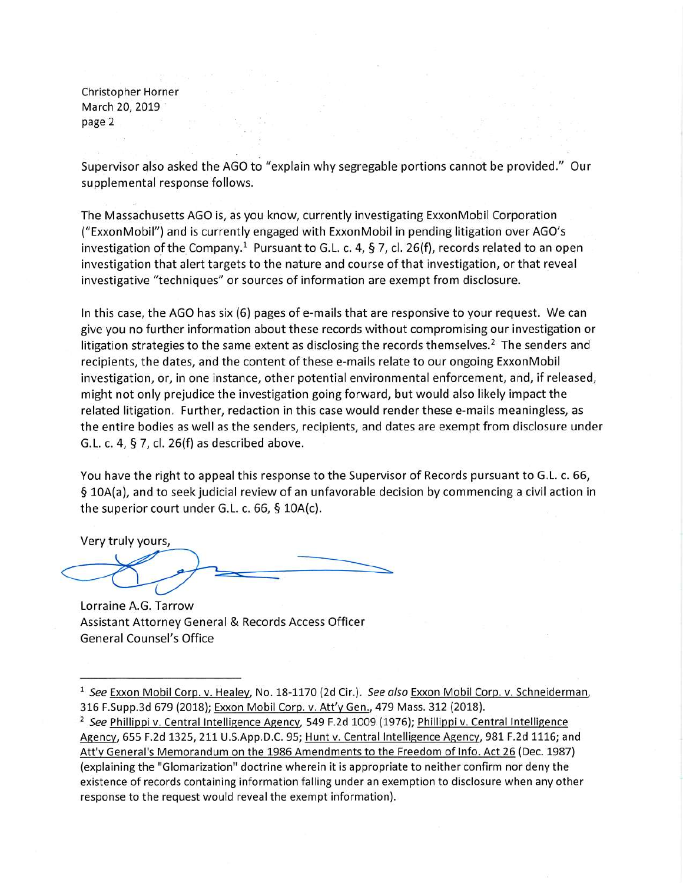Supervisor also asked the AGO to "explain why segregable portions cannot be provided." Our supplemental response follows.

The Massachusetts AGO is, as you know, currently investigating ExxonMobil Corporation ("ExxonMobil") and is currently engaged with ExxonMobil in pending litigation over AGO's investigation of the Company.[1] Pursuant to G.L. c. 4, § 7, cl. 26(f), records related to an open investigation that alert targets to the nature and course of that investigation, or that reveal investigative "techniques" or sources of information are exempt from disclosure.

In this case, the AGO has six (6) pages of e-mails that are responsive to your request. We can give you no further information about these records without compromising our investigation or litigation strategies to the same extent as disclosing the records themselves.[2] The senders and recipients, the dates, and the content of these e-mails relate to our ongoing ExxonMobil investigation, or, in one instance, other potential environmental enforcement, and, if released, might not only prejudice the investigation going forward, but would also likely impact the related litigation. Further, redaction in this case would render these e-mails meaningless, as the entire bodies as well as the senders, recipients, and dates are exempt from disclosure under G.L. c. 4, § 7, cl. 26(f) as described above.

You have the right to appeal this response to the Supervisor of Records pursuant to G.L. c. 66, § 10A(a), and to seek judicial review of an unfavorable decision by commencing a civil action in the superior court under G.L. c. 66, § 10A(c).

Very truly yours,

Lorraine A.G. Tarrow
Assistant Attorney General & Records Access Officer
General Counsel's Office

---

[1] *See* Exxon Mobil Corp. v. Healey, No. 18-1170 (2d Cir.). *See also* Exxon Mobil Corp. v. Schneiderman, 316 F.Supp.3d 679 (2018); Exxon Mobil Corp. v. Att'y Gen., 479 Mass. 312 (2018).

[2] *See* Phillippi v. Central Intelligence Agency, 549 F.2d 1009 (1976); Phillippi v. Central Intelligence Agency, 655 F.2d 1325, 211 U.S.App.D.C. 95; Hunt v. Central Intelligence Agency, 981 F.2d 1116; and Att'y General's Memorandum on the 1986 Amendments to the Freedom of Info. Act 26 (Dec. 1987) (explaining the "Glomarization" doctrine wherein it is appropriate to neither confirm nor deny the existence of records containing information falling under an exemption to disclosure when any other response to the request would reveal the exempt information).